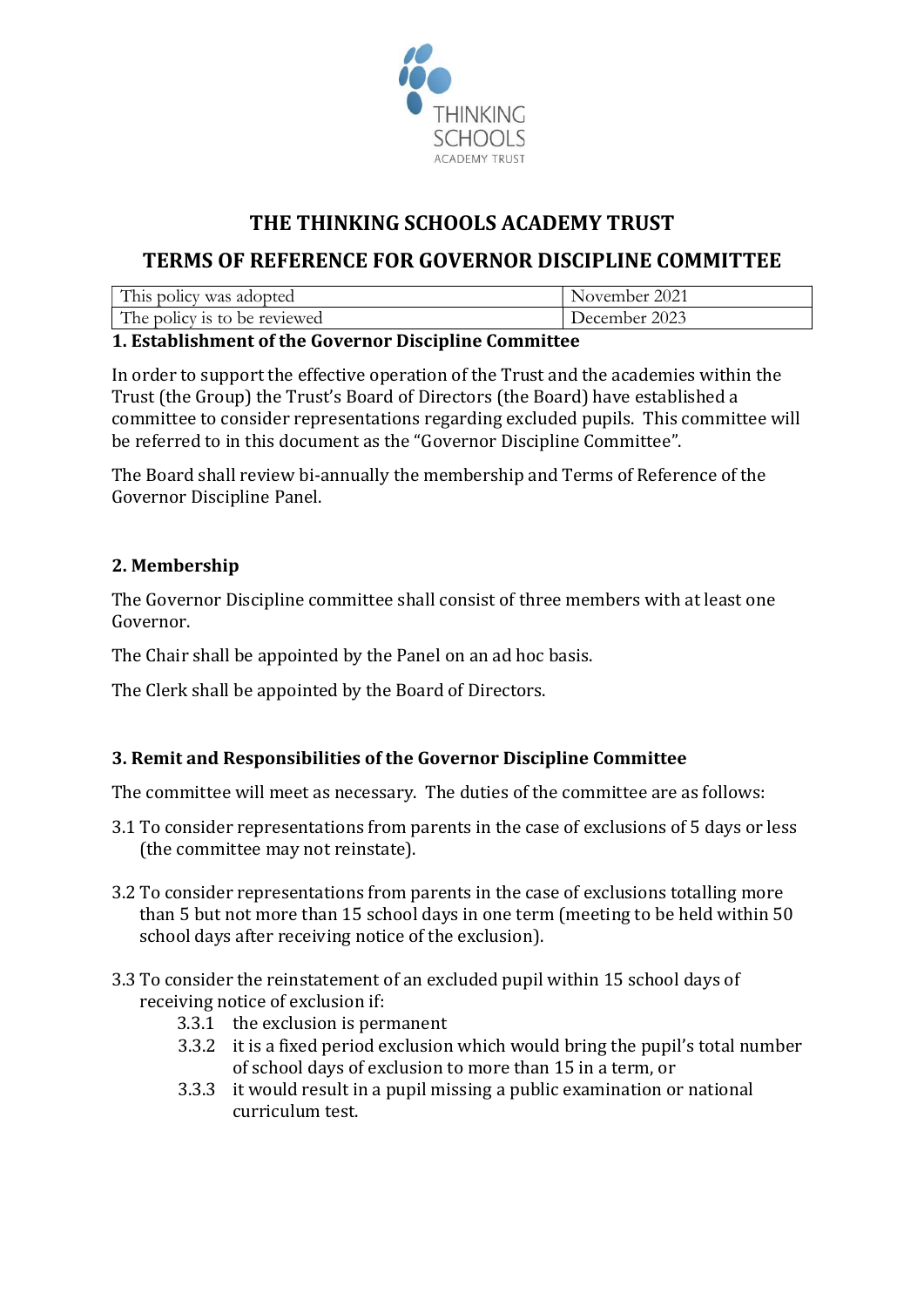# THE THINKING SCHOOLS ACADEMY TRUST

## TERMS OF REFERENCE FOR GOVERNOR DISCIPLINE COMMITTEE

| This policy was adopted | November 2021 |
|---|---|
| The policy is to be reviewed | December 2023 |

### 1. Establishment of the Governor Discipline Committee

In order to support the effective operation of the Trust and the academies within the Trust (the Group) the Trust's Board of Directors (the Board) have established a committee to consider representations regarding excluded pupils. This committee will be referred to in this document as the "Governor Discipline Committee".

The Board shall review bi-annually the membership and Terms of Reference of the Governor Discipline Panel.

### 2. Membership

The Governor Discipline committee shall consist of three members with at least one Governor.

The Chair shall be appointed by the Panel on an ad hoc basis.

The Clerk shall be appointed by the Board of Directors.

### 3. Remit and Responsibilities of the Governor Discipline Committee

The committee will meet as necessary. The duties of the committee are as follows:

3.1 To consider representations from parents in the case of exclusions of 5 days or less (the committee may not reinstate).

3.2 To consider representations from parents in the case of exclusions totalling more than 5 but not more than 15 school days in one term (meeting to be held within 50 school days after receiving notice of the exclusion).

3.3 To consider the reinstatement of an excluded pupil within 15 school days of receiving notice of exclusion if:

- 3.3.1 the exclusion is permanent
- 3.3.2 it is a fixed period exclusion which would bring the pupil's total number of school days of exclusion to more than 15 in a term, or
- 3.3.3 it would result in a pupil missing a public examination or national curriculum test.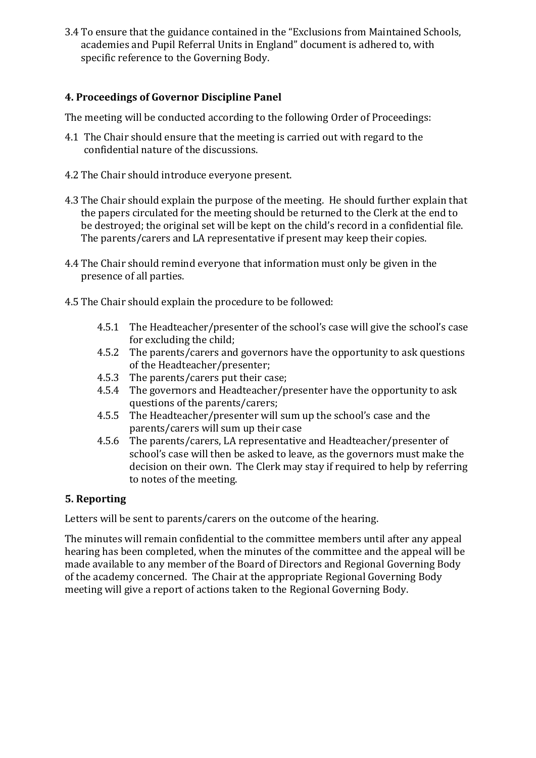3.4 To ensure that the guidance contained in the "Exclusions from Maintained Schools, academies and Pupil Referral Units in England" document is adhered to, with specific reference to the Governing Body.

## 4. Proceedings of Governor Discipline Panel

The meeting will be conducted according to the following Order of Proceedings:

4.1 The Chair should ensure that the meeting is carried out with regard to the confidential nature of the discussions.

4.2 The Chair should introduce everyone present.

4.3 The Chair should explain the purpose of the meeting. He should further explain that the papers circulated for the meeting should be returned to the Clerk at the end to be destroyed; the original set will be kept on the child's record in a confidential file. The parents/carers and LA representative if present may keep their copies.

4.4 The Chair should remind everyone that information must only be given in the presence of all parties.

4.5 The Chair should explain the procedure to be followed:

- 4.5.1 The Headteacher/presenter of the school's case will give the school's case for excluding the child;
- 4.5.2 The parents/carers and governors have the opportunity to ask questions of the Headteacher/presenter;
- 4.5.3 The parents/carers put their case;
- 4.5.4 The governors and Headteacher/presenter have the opportunity to ask questions of the parents/carers;
- 4.5.5 The Headteacher/presenter will sum up the school's case and the parents/carers will sum up their case
- 4.5.6 The parents/carers, LA representative and Headteacher/presenter of school's case will then be asked to leave, as the governors must make the decision on their own. The Clerk may stay if required to help by referring to notes of the meeting.

## 5. Reporting

Letters will be sent to parents/carers on the outcome of the hearing.

The minutes will remain confidential to the committee members until after any appeal hearing has been completed, when the minutes of the committee and the appeal will be made available to any member of the Board of Directors and Regional Governing Body of the academy concerned. The Chair at the appropriate Regional Governing Body meeting will give a report of actions taken to the Regional Governing Body.